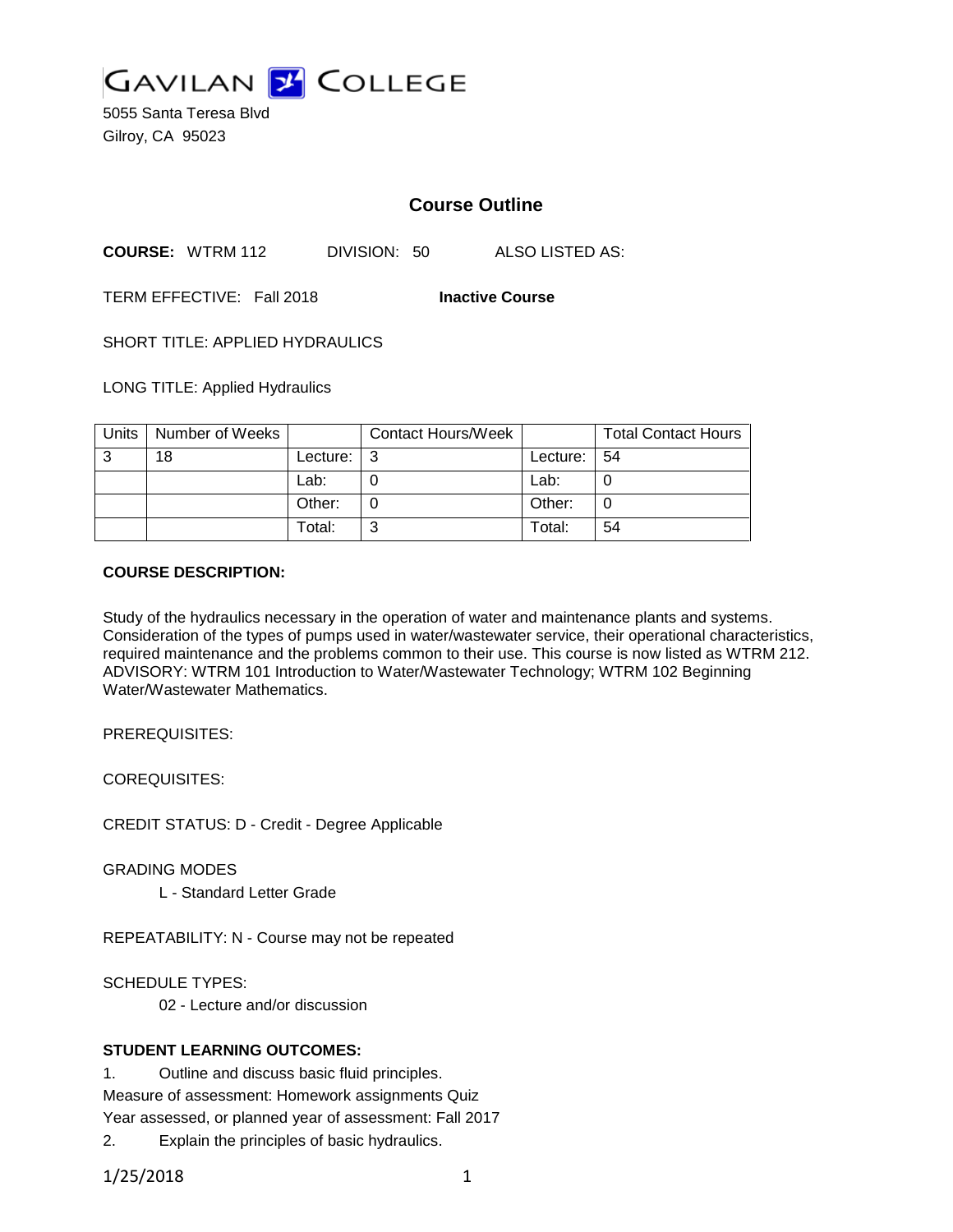# GAVILAN COLLEGE

5055 Santa Teresa Blvd
Gilroy, CA 95023

## Course Outline

**COURSE:** WTRM 112 DIVISION: 50 ALSO LISTED AS:

TERM EFFECTIVE: Fall 2018 **Inactive Course**

SHORT TITLE: APPLIED HYDRAULICS

LONG TITLE: Applied Hydraulics

| Units | Number of Weeks | | Contact Hours/Week | | Total Contact Hours |
|---|---|---|---|---|---|
| 3 | 18 | Lecture: | 3 | Lecture: | 54 |
| | | Lab: | 0 | Lab: | 0 |
| | | Other: | 0 | Other: | 0 |
| | | Total: | 3 | Total: | 54 |

**COURSE DESCRIPTION:**

Study of the hydraulics necessary in the operation of water and maintenance plants and systems. Consideration of the types of pumps used in water/wastewater service, their operational characteristics, required maintenance and the problems common to their use. This course is now listed as WTRM 212. ADVISORY: WTRM 101 Introduction to Water/Wastewater Technology; WTRM 102 Beginning Water/Wastewater Mathematics.

PREREQUISITES:

COREQUISITES:

CREDIT STATUS: D - Credit - Degree Applicable

GRADING MODES

L - Standard Letter Grade

REPEATABILITY: N - Course may not be repeated

SCHEDULE TYPES:

02 - Lecture and/or discussion

**STUDENT LEARNING OUTCOMES:**

1. Outline and discuss basic fluid principles.
Measure of assessment: Homework assignments Quiz
Year assessed, or planned year of assessment: Fall 2017
2. Explain the principles of basic hydraulics.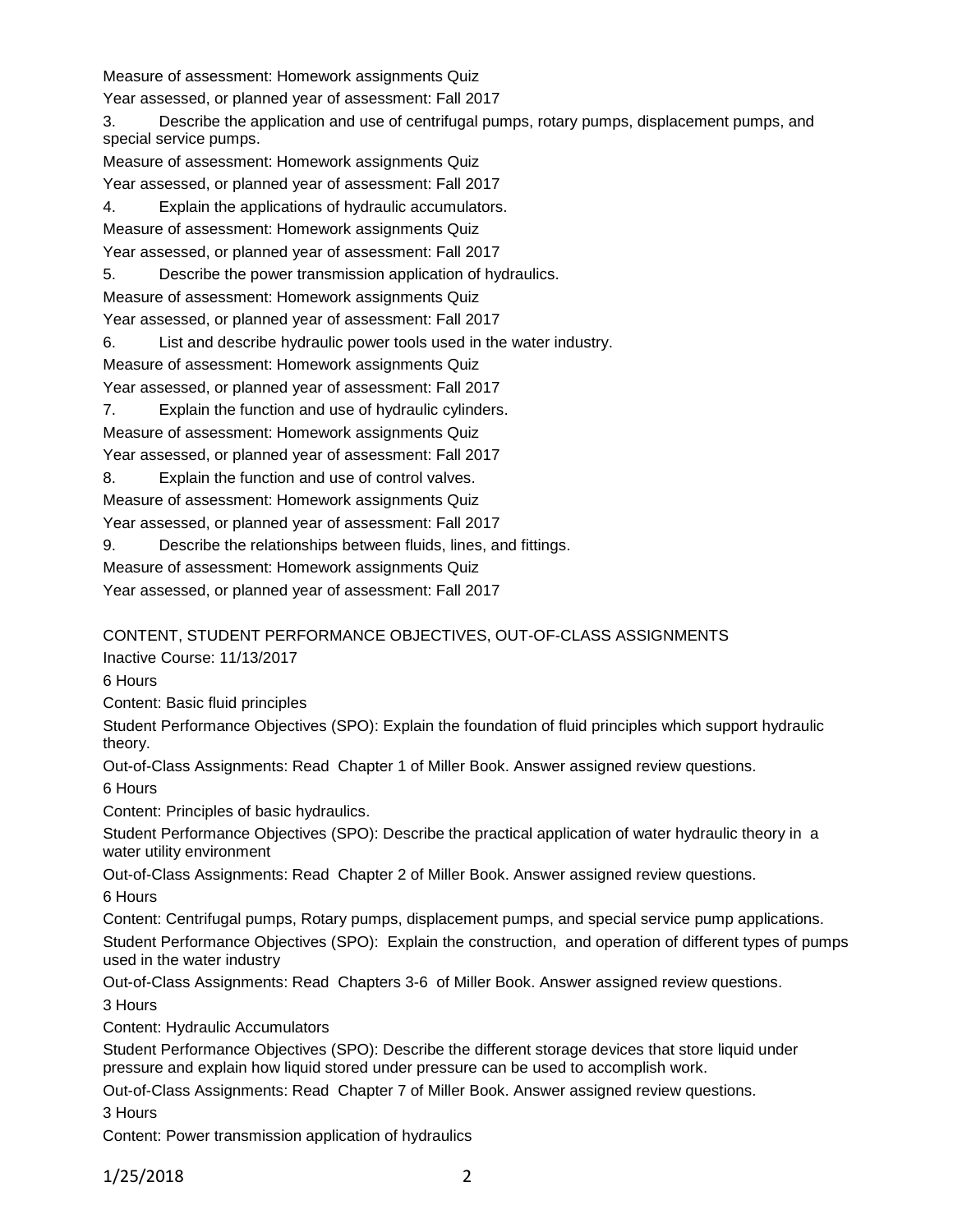Measure of assessment: Homework assignments Quiz

Year assessed, or planned year of assessment: Fall 2017

3. Describe the application and use of centrifugal pumps, rotary pumps, displacement pumps, and special service pumps.

Measure of assessment: Homework assignments Quiz

Year assessed, or planned year of assessment: Fall 2017

4. Explain the applications of hydraulic accumulators.

Measure of assessment: Homework assignments Quiz

Year assessed, or planned year of assessment: Fall 2017

5. Describe the power transmission application of hydraulics.

Measure of assessment: Homework assignments Quiz

Year assessed, or planned year of assessment: Fall 2017

6. List and describe hydraulic power tools used in the water industry.

Measure of assessment: Homework assignments Quiz

Year assessed, or planned year of assessment: Fall 2017

7. Explain the function and use of hydraulic cylinders.

Measure of assessment: Homework assignments Quiz

Year assessed, or planned year of assessment: Fall 2017

8. Explain the function and use of control valves.

Measure of assessment: Homework assignments Quiz

Year assessed, or planned year of assessment: Fall 2017

9. Describe the relationships between fluids, lines, and fittings.

Measure of assessment: Homework assignments Quiz

Year assessed, or planned year of assessment: Fall 2017

CONTENT, STUDENT PERFORMANCE OBJECTIVES, OUT-OF-CLASS ASSIGNMENTS

Inactive Course: 11/13/2017

6 Hours

Content: Basic fluid principles

Student Performance Objectives (SPO): Explain the foundation of fluid principles which support hydraulic theory.

Out-of-Class Assignments: Read Chapter 1 of Miller Book. Answer assigned review questions.

6 Hours

Content: Principles of basic hydraulics.

Student Performance Objectives (SPO): Describe the practical application of water hydraulic theory in a water utility environment

Out-of-Class Assignments: Read Chapter 2 of Miller Book. Answer assigned review questions.

6 Hours

Content: Centrifugal pumps, Rotary pumps, displacement pumps, and special service pump applications.

Student Performance Objectives (SPO): Explain the construction, and operation of different types of pumps used in the water industry

Out-of-Class Assignments: Read Chapters 3-6 of Miller Book. Answer assigned review questions.

3 Hours

Content: Hydraulic Accumulators

Student Performance Objectives (SPO): Describe the different storage devices that store liquid under pressure and explain how liquid stored under pressure can be used to accomplish work.

Out-of-Class Assignments: Read Chapter 7 of Miller Book. Answer assigned review questions.

3 Hours

Content: Power transmission application of hydraulics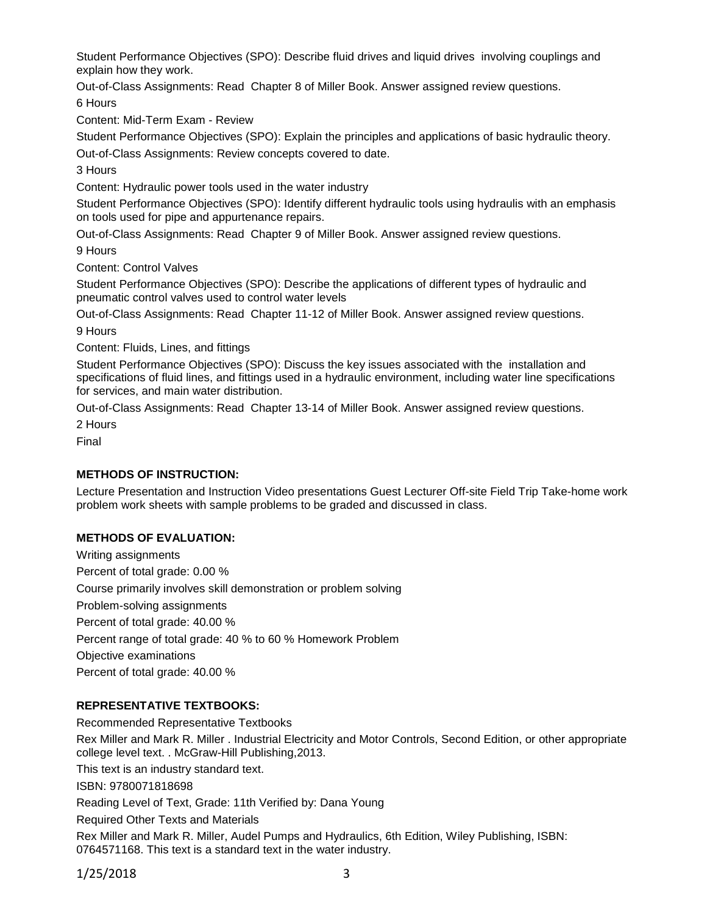Student Performance Objectives (SPO): Describe fluid drives and liquid drives involving couplings and explain how they work.

Out-of-Class Assignments: Read Chapter 8 of Miller Book. Answer assigned review questions.

6 Hours

Content: Mid-Term Exam - Review

Student Performance Objectives (SPO): Explain the principles and applications of basic hydraulic theory.

Out-of-Class Assignments: Review concepts covered to date.

3 Hours

Content: Hydraulic power tools used in the water industry

Student Performance Objectives (SPO): Identify different hydraulic tools using hydraulis with an emphasis on tools used for pipe and appurtenance repairs.

Out-of-Class Assignments: Read Chapter 9 of Miller Book. Answer assigned review questions.

9 Hours

Content: Control Valves

Student Performance Objectives (SPO): Describe the applications of different types of hydraulic and pneumatic control valves used to control water levels

Out-of-Class Assignments: Read Chapter 11-12 of Miller Book. Answer assigned review questions.

9 Hours

Content: Fluids, Lines, and fittings

Student Performance Objectives (SPO): Discuss the key issues associated with the installation and specifications of fluid lines, and fittings used in a hydraulic environment, including water line specifications for services, and main water distribution.

Out-of-Class Assignments: Read Chapter 13-14 of Miller Book. Answer assigned review questions.

2 Hours

Final

**METHODS OF INSTRUCTION:**

Lecture Presentation and Instruction Video presentations Guest Lecturer Off-site Field Trip Take-home work problem work sheets with sample problems to be graded and discussed in class.

**METHODS OF EVALUATION:**

Writing assignments

Percent of total grade: 0.00 %

Course primarily involves skill demonstration or problem solving

Problem-solving assignments

Percent of total grade: 40.00 %

Percent range of total grade: 40 % to 60 % Homework Problem

Objective examinations

Percent of total grade: 40.00 %

**REPRESENTATIVE TEXTBOOKS:**

Recommended Representative Textbooks

Rex Miller and Mark R. Miller . Industrial Electricity and Motor Controls, Second Edition, or other appropriate college level text. . McGraw-Hill Publishing,2013.

This text is an industry standard text.

ISBN: 9780071818698

Reading Level of Text, Grade: 11th Verified by: Dana Young

Required Other Texts and Materials

Rex Miller and Mark R. Miller, Audel Pumps and Hydraulics, 6th Edition, Wiley Publishing, ISBN: 0764571168. This text is a standard text in the water industry.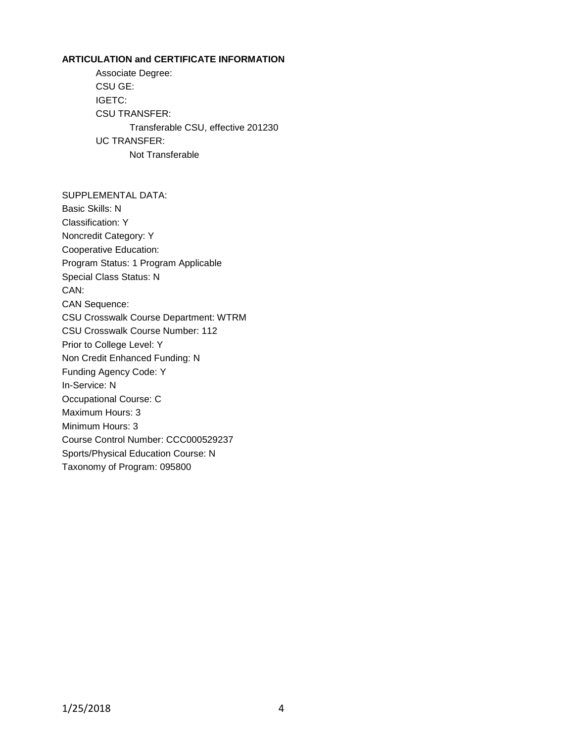**ARTICULATION and CERTIFICATE INFORMATION**

Associate Degree:

CSU GE:

IGETC:

CSU TRANSFER:

Transferable CSU, effective 201230

UC TRANSFER:

Not Transferable

SUPPLEMENTAL DATA:

Basic Skills: N

Classification: Y

Noncredit Category: Y

Cooperative Education:

Program Status: 1 Program Applicable

Special Class Status: N

CAN:

CAN Sequence:

CSU Crosswalk Course Department: WTRM

CSU Crosswalk Course Number: 112

Prior to College Level: Y

Non Credit Enhanced Funding: N

Funding Agency Code: Y

In-Service: N

Occupational Course: C

Maximum Hours: 3

Minimum Hours: 3

Course Control Number: CCC000529237

Sports/Physical Education Course: N

Taxonomy of Program: 095800